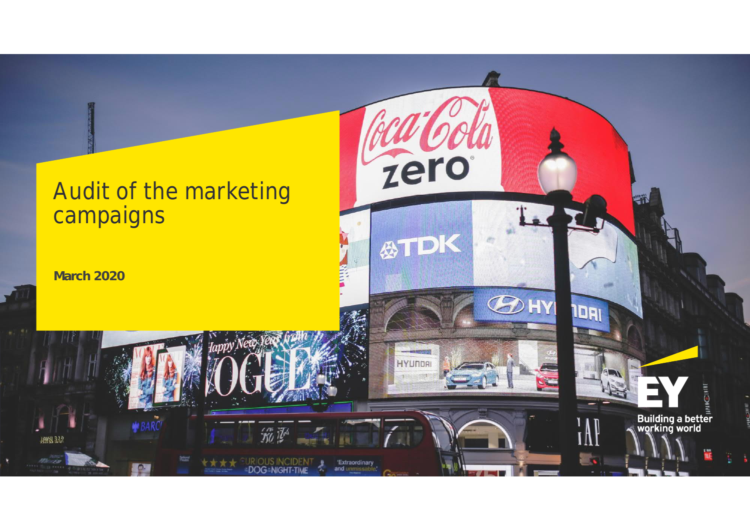# Audit of the marketing campaigns

**March 2020**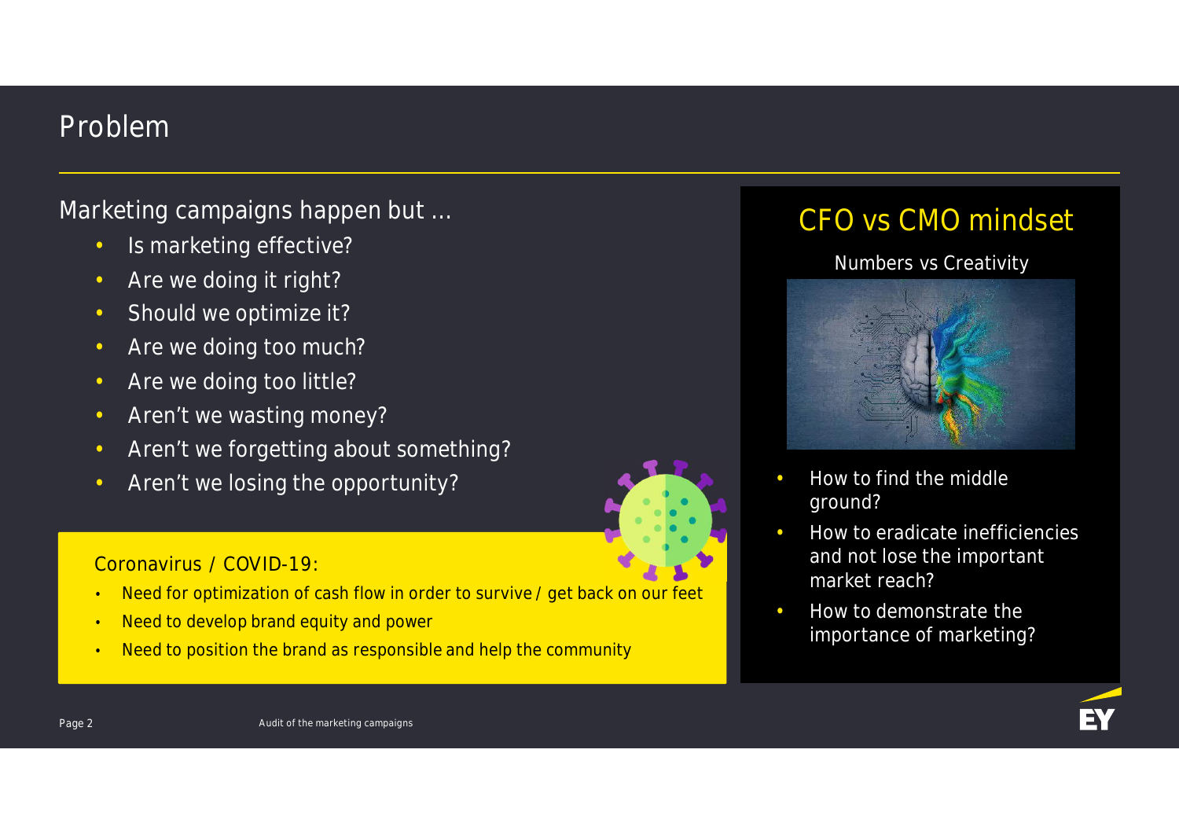# Problem

Marketing campaigns happen but …

- Is marketing effective?
- Are we doing it right?
- Should we optimize it?
- Are we doing too much?
- Are we doing too little?
- Aren't we wasting money?
- Aren't we forgetting about something?
- Aren't we losing the opportunity?

Coronavirus / COVID-19:

- Need for optimization of cash flow in order to survive / get back on our feet
- Need to develop brand equity and power
- Need to position the brand as responsible and help the community

## CFO vs CMO mindset

Numbers vs Creativity

- How to find the middle ground?
- How to eradicate inefficiencies and not lose the important market reach?
- How to demonstrate the importance of marketing?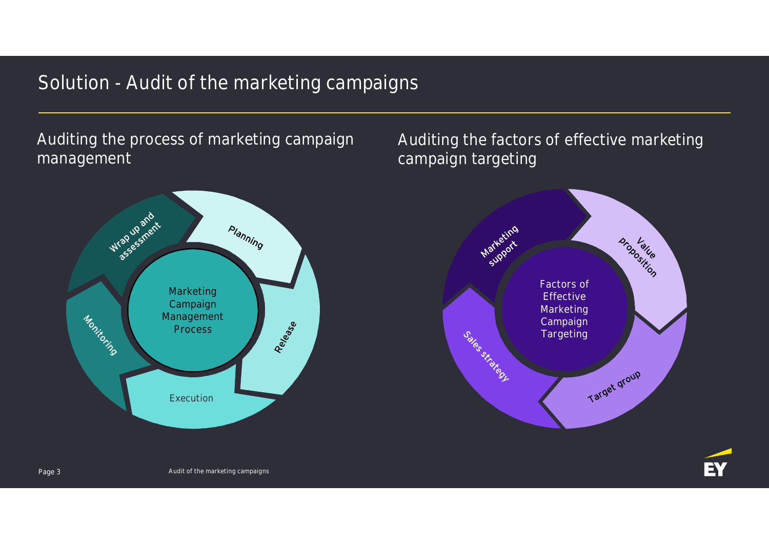# Solution - Audit of the marketing campaigns

## Auditing the process of marketing campaign management

Marketing Campaign Management Process

- Planning
- Release
- Execution
- Monitoring
- Wrap up and assessment

## Auditing the factors of effective marketing campaign targeting

Factors of Effective Marketing Campaign Targeting

- Value proposition
- Target group
- Sales strategy
- Marketing support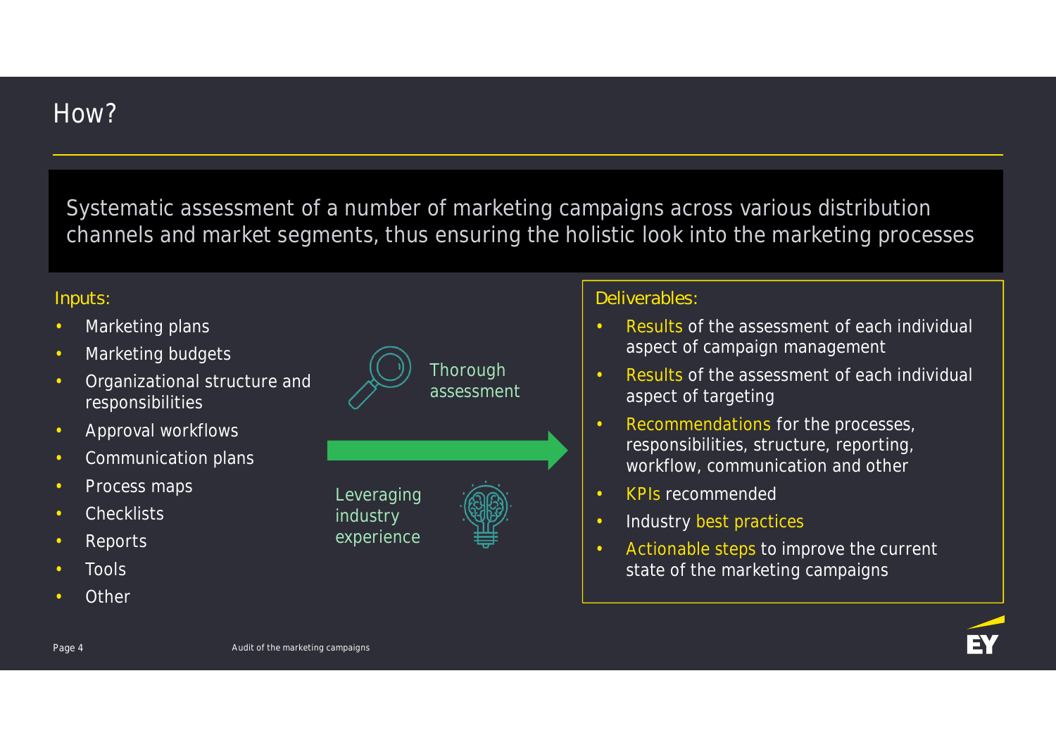# How?

Systematic assessment of a number of marketing campaigns across various distribution channels and market segments, thus ensuring the holistic look into the marketing processes

## Inputs:

- Marketing plans
- Marketing budgets
- Organizational structure and responsibilities
- Approval workflows
- Communication plans
- Process maps
- Checklists
- Reports
- Tools
- Other

Thorough assessment

Leveraging industry experience

## Deliverables:

- Results of the assessment of each individual aspect of campaign management
- Results of the assessment of each individual aspect of targeting
- Recommendations for the processes, responsibilities, structure, reporting, workflow, communication and other
- KPIs recommended
- Industry best practices
- Actionable steps to improve the current state of the marketing campaigns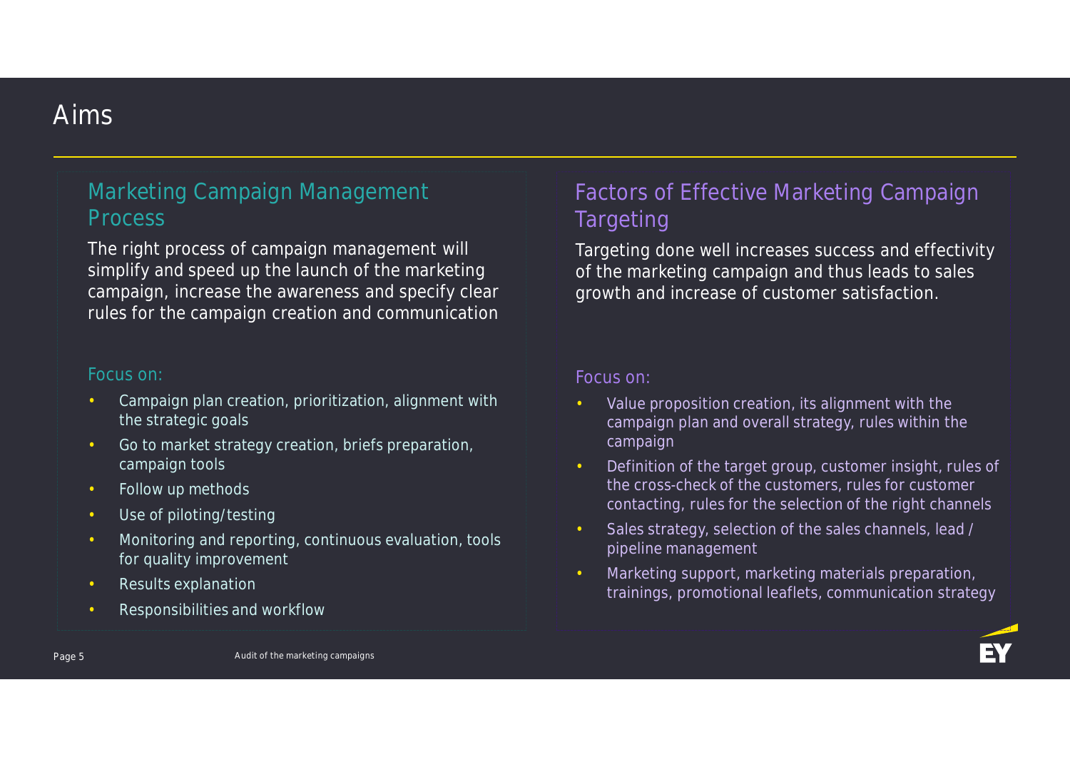# Aims

## Marketing Campaign Management Process

The right process of campaign management will simplify and speed up the launch of the marketing campaign, increase the awareness and specify clear rules for the campaign creation and communication

### Focus on:

- Campaign plan creation, prioritization, alignment with the strategic goals
- Go to market strategy creation, briefs preparation, campaign tools
- Follow up methods
- Use of piloting/testing
- Monitoring and reporting, continuous evaluation, tools for quality improvement
- Results explanation
- Responsibilities and workflow

## Factors of Effective Marketing Campaign Targeting

Targeting done well increases success and effectivity of the marketing campaign and thus leads to sales growth and increase of customer satisfaction.

### Focus on:

- Value proposition creation, its alignment with the campaign plan and overall strategy, rules within the campaign
- Definition of the target group, customer insight, rules of the cross-check of the customers, rules for customer contacting, rules for the selection of the right channels
- Sales strategy, selection of the sales channels, lead / pipeline management
- Marketing support, marketing materials preparation, trainings, promotional leaflets, communication strategy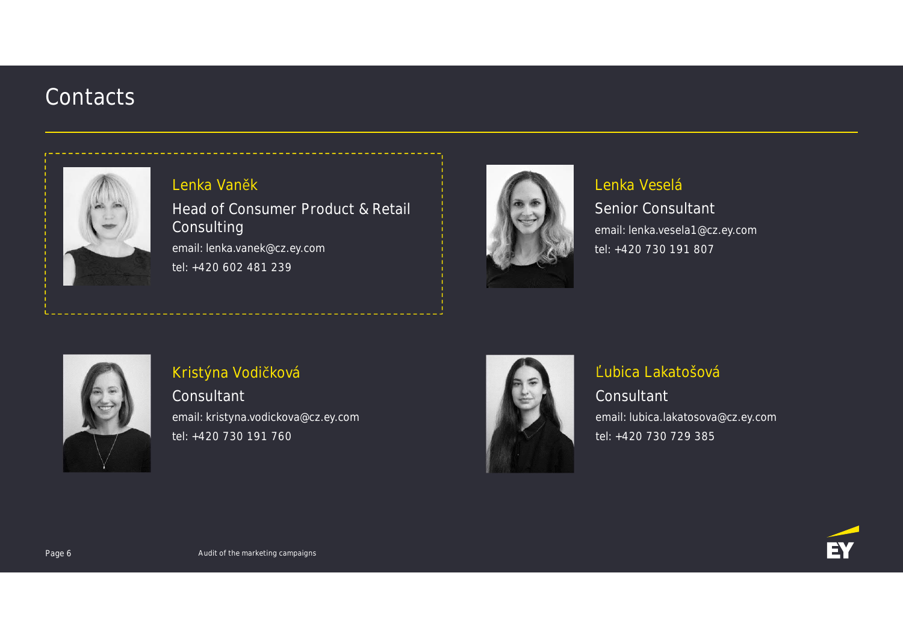# Contacts

### Lenka Vaněk

Head of Consumer Product & Retail Consulting

email: lenka.vanek@cz.ey.com

tel: +420 602 481 239

### Lenka Veselá

Senior Consultant

email: lenka.vesela1@cz.ey.com

tel: +420 730 191 807

### Kristýna Vodičková

Consultant

email: kristyna.vodickova@cz.ey.com

tel: +420 730 191 760

### Ľubica Lakatošová

Consultant

email: lubica.lakatosova@cz.ey.com

tel: +420 730 729 385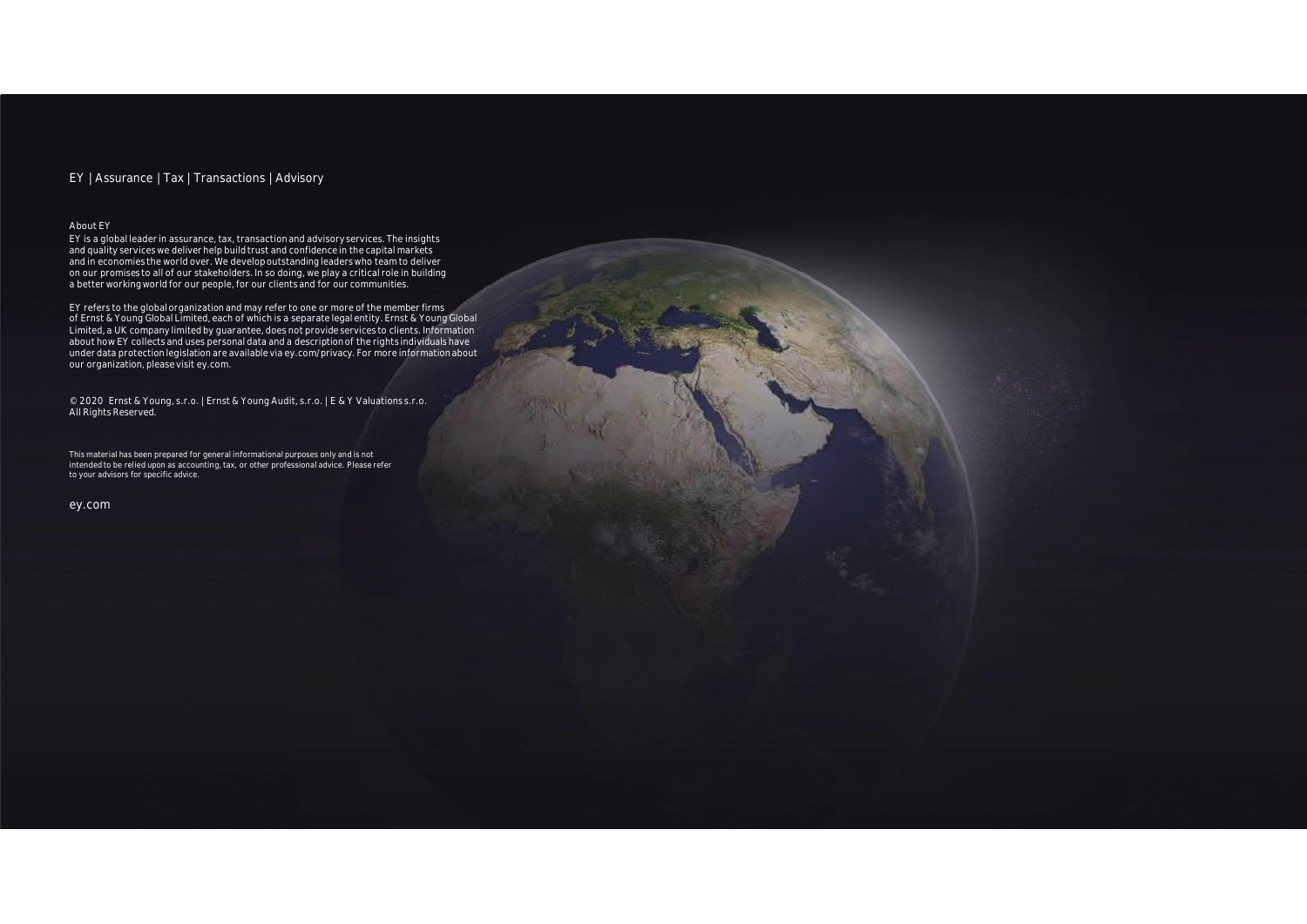EY | Assurance | Tax | Transactions | Advisory

About EY

EY is a global leader in assurance, tax, transaction and advisory services. The insights and quality services we deliver help build trust and confidence in the capital markets and in economies the world over. We develop outstanding leaders who team to deliver on our promises to all of our stakeholders. In so doing, we play a critical role in building a better working world for our people, for our clients and for our communities.

EY refers to the global organization and may refer to one or more of the member firms of Ernst & Young Global Limited, each of which is a separate legal entity. Ernst & Young Global Limited, a UK company limited by guarantee, does not provide services to clients. Information about how EY collects and uses personal data and a description of the rights individuals have under data protection legislation are available via ey.com/privacy. For more information about our organization, please visit ey.com.

© 2020 Ernst & Young, s.r.o. | Ernst & Young Audit, s.r.o. | E & Y Valuations s.r.o.
All Rights Reserved.

This material has been prepared for general informational purposes only and is not intended to be relied upon as accounting, tax, or other professional advice. Please refer to your advisors for specific advice.

ey.com